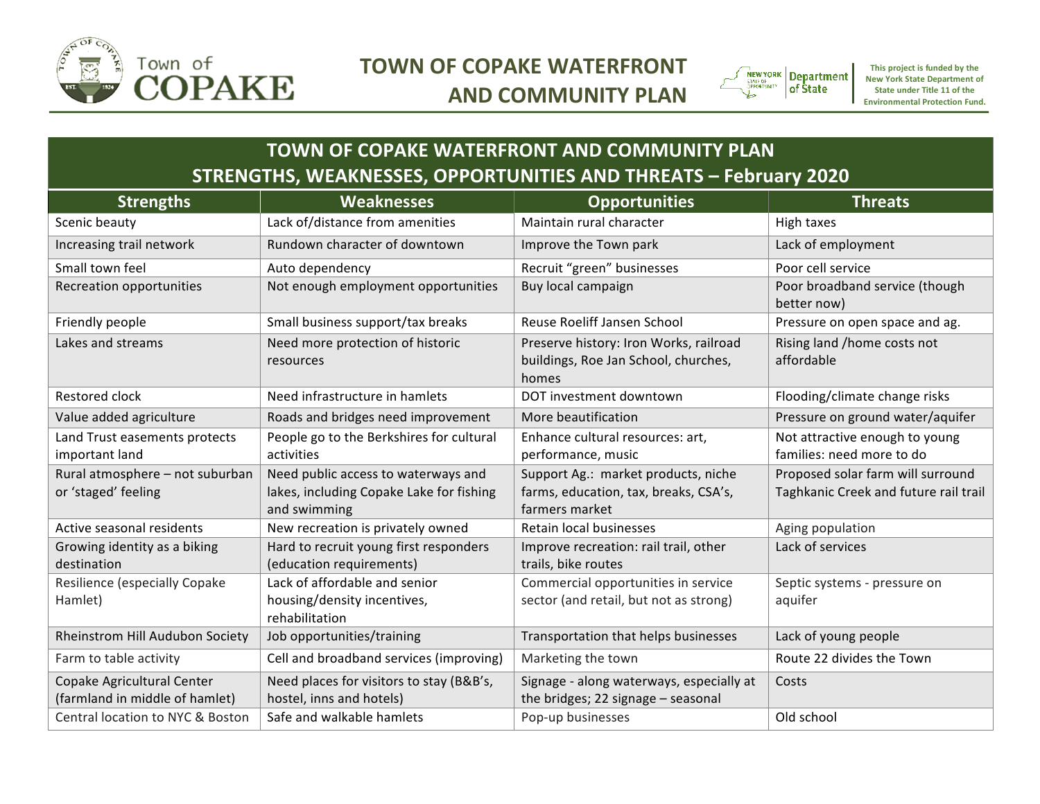# TOWN OF COPAKE WATERFRONT AND COMMUNITY PLAN

This project is funded by the New York State Department of State under Title 11 of the Environmental Protection Fund.

## TOWN OF COPAKE WATERFRONT AND COMMUNITY PLAN
## STRENGTHS, WEAKNESSES, OPPORTUNITIES AND THREATS – February 2020

| Strengths | Weaknesses | Opportunities | Threats |
|---|---|---|---|
| Scenic beauty | Lack of/distance from amenities | Maintain rural character | High taxes |
| Increasing trail network | Rundown character of downtown | Improve the Town park | Lack of employment |
| Small town feel | Auto dependency | Recruit "green" businesses | Poor cell service |
| Recreation opportunities | Not enough employment opportunities | Buy local campaign | Poor broadband service (though better now) |
| Friendly people | Small business support/tax breaks | Reuse Roeliff Jansen School | Pressure on open space and ag. |
| Lakes and streams | Need more protection of historic resources | Preserve history: Iron Works, railroad buildings, Roe Jan School, churches, homes | Rising land /home costs not affordable |
| Restored clock | Need infrastructure in hamlets | DOT investment downtown | Flooding/climate change risks |
| Value added agriculture | Roads and bridges need improvement | More beautification | Pressure on ground water/aquifer |
| Land Trust easements protects important land | People go to the Berkshires for cultural activities | Enhance cultural resources: art, performance, music | Not attractive enough to young families: need more to do |
| Rural atmosphere – not suburban or 'staged' feeling | Need public access to waterways and lakes, including Copake Lake for fishing and swimming | Support Ag.: market products, niche farms, education, tax, breaks, CSA's, farmers market | Proposed solar farm will surround Taghkanic Creek and future rail trail |
| Active seasonal residents | New recreation is privately owned | Retain local businesses | Aging population |
| Growing identity as a biking destination | Hard to recruit young first responders (education requirements) | Improve recreation: rail trail, other trails, bike routes | Lack of services |
| Resilience (especially Copake Hamlet) | Lack of affordable and senior housing/density incentives, rehabilitation | Commercial opportunities in service sector (and retail, but not as strong) | Septic systems - pressure on aquifer |
| Rheinstrom Hill Audubon Society | Job opportunities/training | Transportation that helps businesses | Lack of young people |
| Farm to table activity | Cell and broadband services (improving) | Marketing the town | Route 22 divides the Town |
| Copake Agricultural Center (farmland in middle of hamlet) | Need places for visitors to stay (B&B's, hostel, inns and hotels) | Signage - along waterways, especially at the bridges; 22 signage – seasonal | Costs |
| Central location to NYC & Boston | Safe and walkable hamlets | Pop-up businesses | Old school |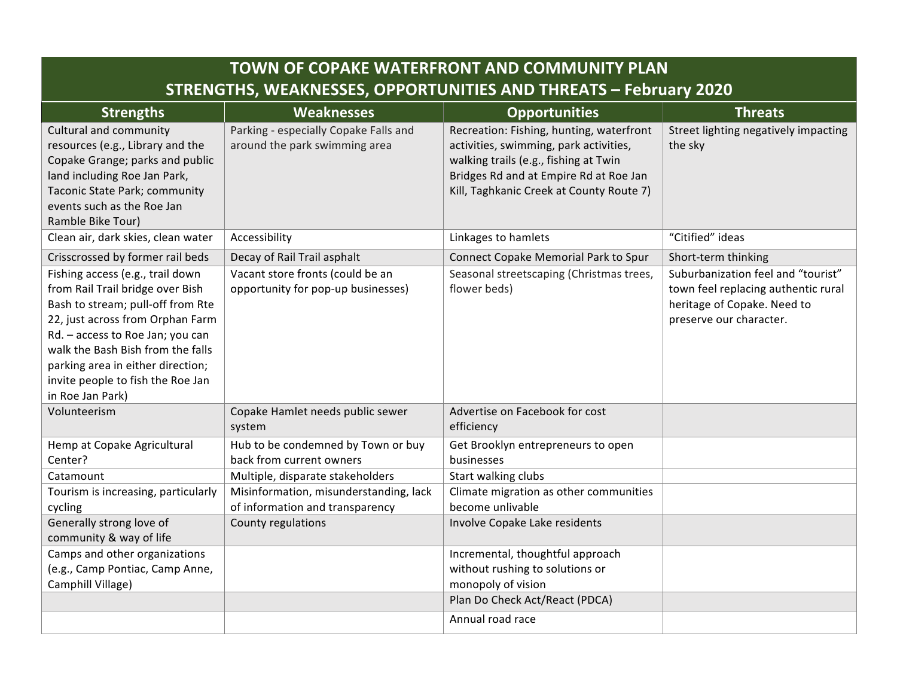# TOWN OF COPAKE WATERFRONT AND COMMUNITY PLAN
## STRENGTHS, WEAKNESSES, OPPORTUNITIES AND THREATS – February 2020

| Strengths | Weaknesses | Opportunities | Threats |
|---|---|---|---|
| Cultural and community resources (e.g., Library and the Copake Grange; parks and public land including Roe Jan Park, Taconic State Park; community events such as the Roe Jan Ramble Bike Tour) | Parking - especially Copake Falls and around the park swimming area | Recreation: Fishing, hunting, waterfront activities, swimming, park activities, walking trails (e.g., fishing at Twin Bridges Rd and at Empire Rd at Roe Jan Kill, Taghkanic Creek at County Route 7) | Street lighting negatively impacting the sky |
| Clean air, dark skies, clean water | Accessibility | Linkages to hamlets | "Citified" ideas |
| Crisscrossed by former rail beds | Decay of Rail Trail asphalt | Connect Copake Memorial Park to Spur | Short-term thinking |
| Fishing access (e.g., trail down from Rail Trail bridge over Bish Bash to stream; pull-off from Rte 22, just across from Orphan Farm Rd. – access to Roe Jan; you can walk the Bash Bish from the falls parking area in either direction; invite people to fish the Roe Jan in Roe Jan Park) | Vacant store fronts (could be an opportunity for pop-up businesses) | Seasonal streetscaping (Christmas trees, flower beds) | Suburbanization feel and "tourist" town feel replacing authentic rural heritage of Copake. Need to preserve our character. |
| Volunteerism | Copake Hamlet needs public sewer system | Advertise on Facebook for cost efficiency | |
| Hemp at Copake Agricultural Center? | Hub to be condemned by Town or buy back from current owners | Get Brooklyn entrepreneurs to open businesses | |
| Catamount | Multiple, disparate stakeholders | Start walking clubs | |
| Tourism is increasing, particularly cycling | Misinformation, misunderstanding, lack of information and transparency | Climate migration as other communities become unlivable | |
| Generally strong love of community & way of life | County regulations | Involve Copake Lake residents | |
| Camps and other organizations (e.g., Camp Pontiac, Camp Anne, Camphill Village) | | Incremental, thoughtful approach without rushing to solutions or monopoly of vision | |
| | | Plan Do Check Act/React (PDCA) | |
| | | Annual road race | |